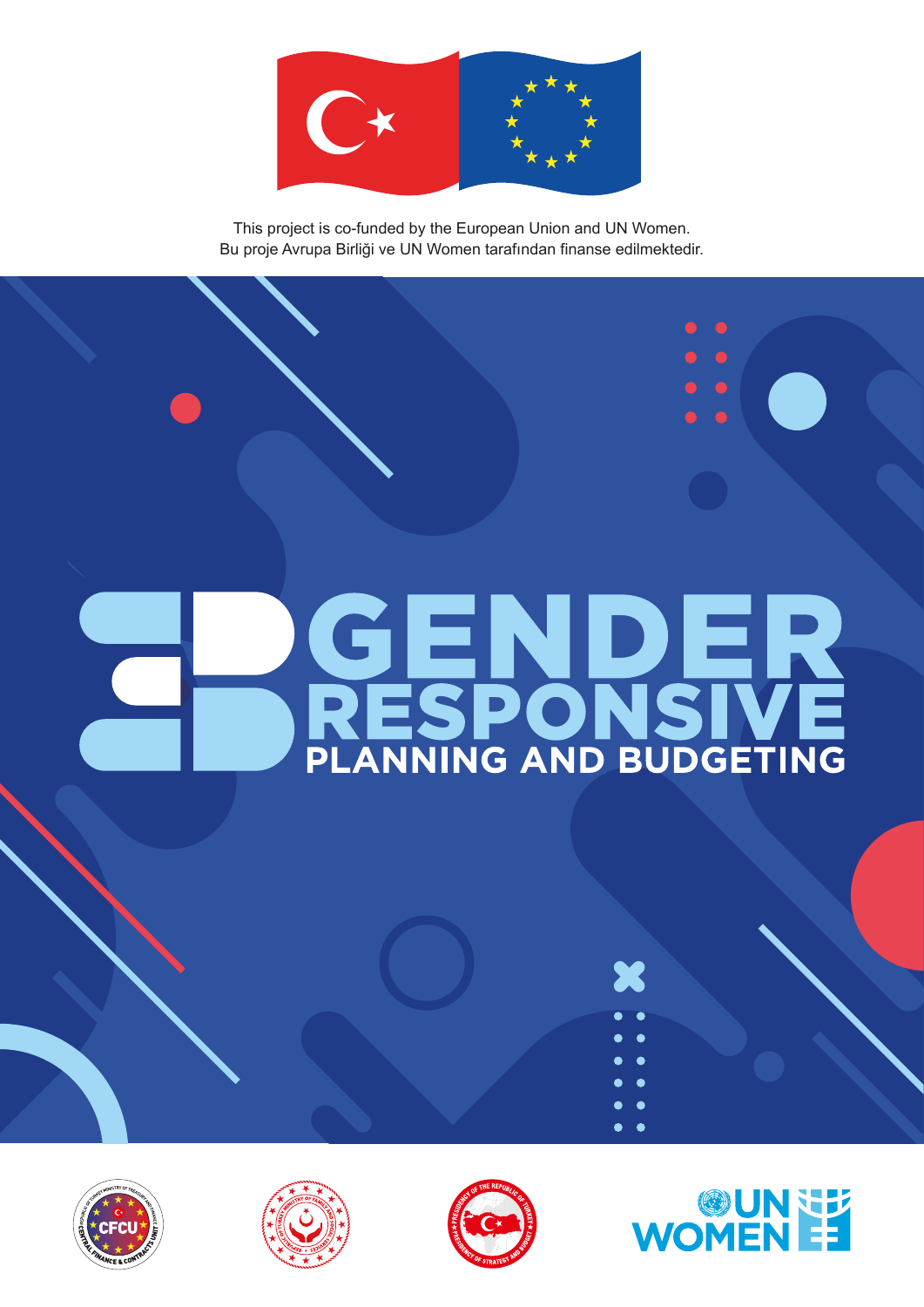This project is co-funded by the European Union and UN Women.
Bu proje Avrupa Birliği ve UN Women tarafından finanse edilmektedir.

# GENDER RESPONSIVE

## PLANNING AND BUDGETING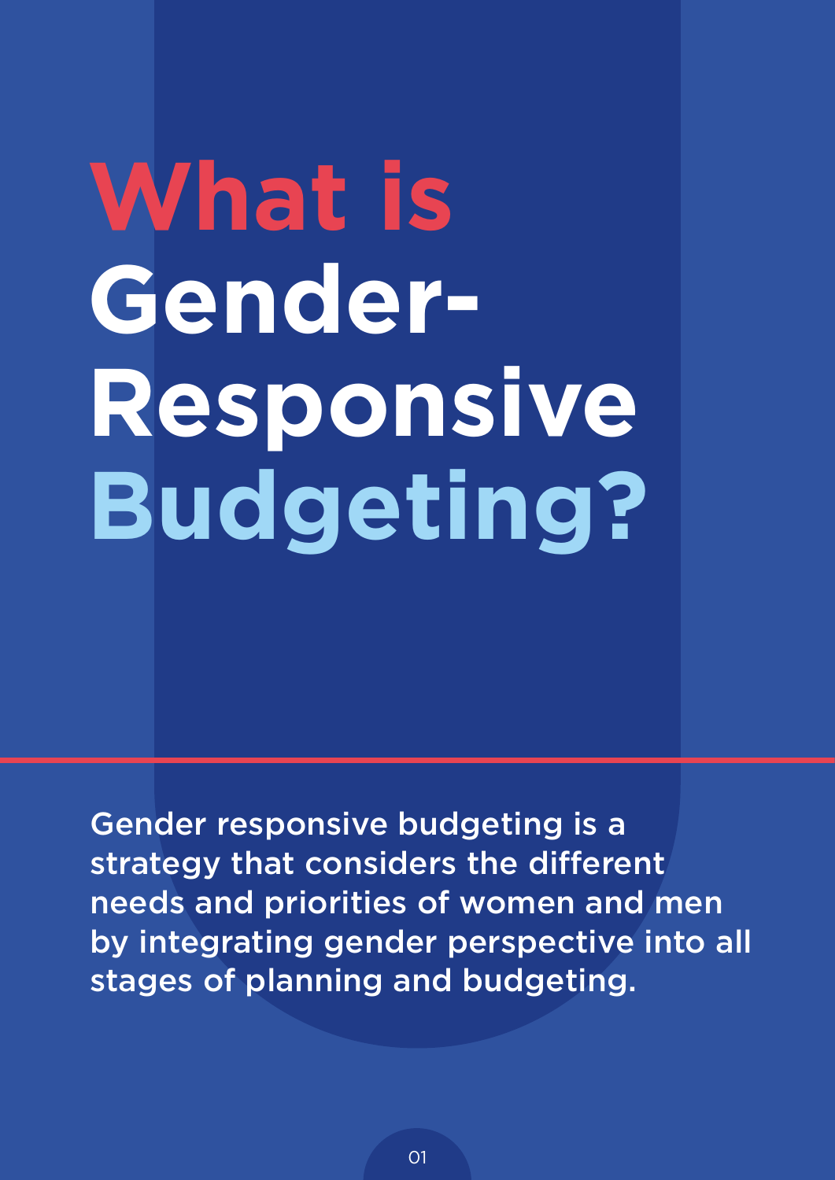# What is Gender-Responsive Budgeting?

Gender responsive budgeting is a strategy that considers the different needs and priorities of women and men by integrating gender perspective into all stages of planning and budgeting.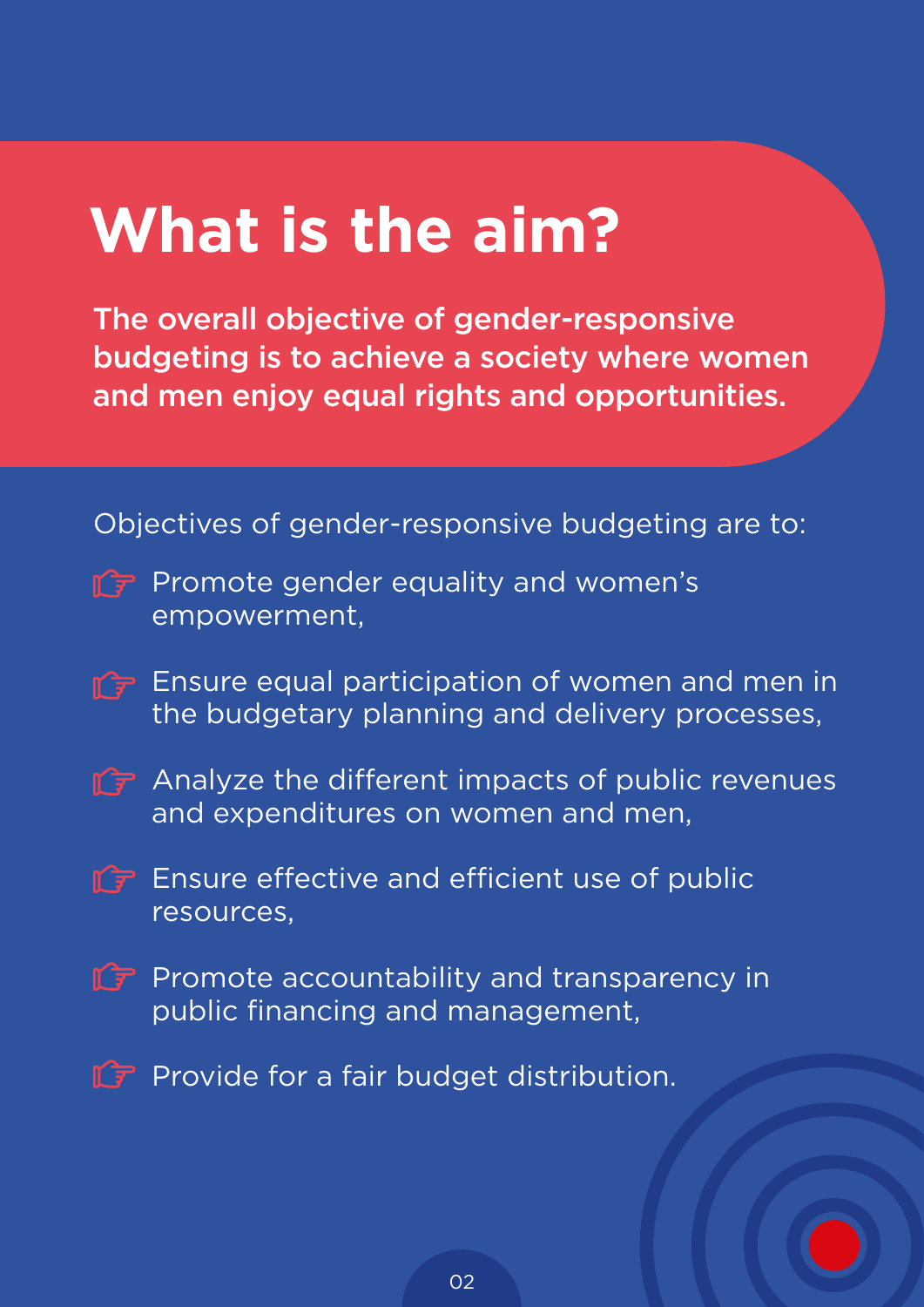# What is the aim?

**The overall objective of gender-responsive budgeting is to achieve a society where women and men enjoy equal rights and opportunities.**

Objectives of gender-responsive budgeting are to:

- Promote gender equality and women's empowerment,
- Ensure equal participation of women and men in the budgetary planning and delivery processes,
- Analyze the different impacts of public revenues and expenditures on women and men,
- Ensure effective and efficient use of public resources,
- Promote accountability and transparency in public financing and management,
- Provide for a fair budget distribution.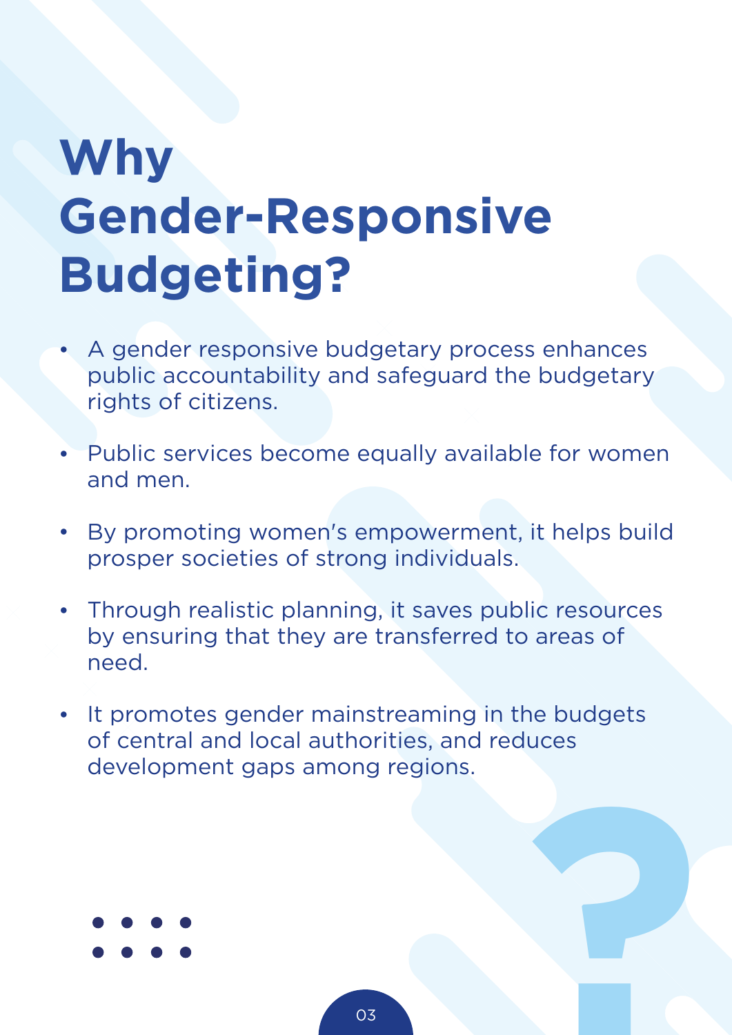# Why Gender-Responsive Budgeting?

- A gender responsive budgetary process enhances public accountability and safeguard the budgetary rights of citizens.

- Public services become equally available for women and men.

- By promoting women's empowerment, it helps build prosper societies of strong individuals.

- Through realistic planning, it saves public resources by ensuring that they are transferred to areas of need.

- It promotes gender mainstreaming in the budgets of central and local authorities, and reduces development gaps among regions.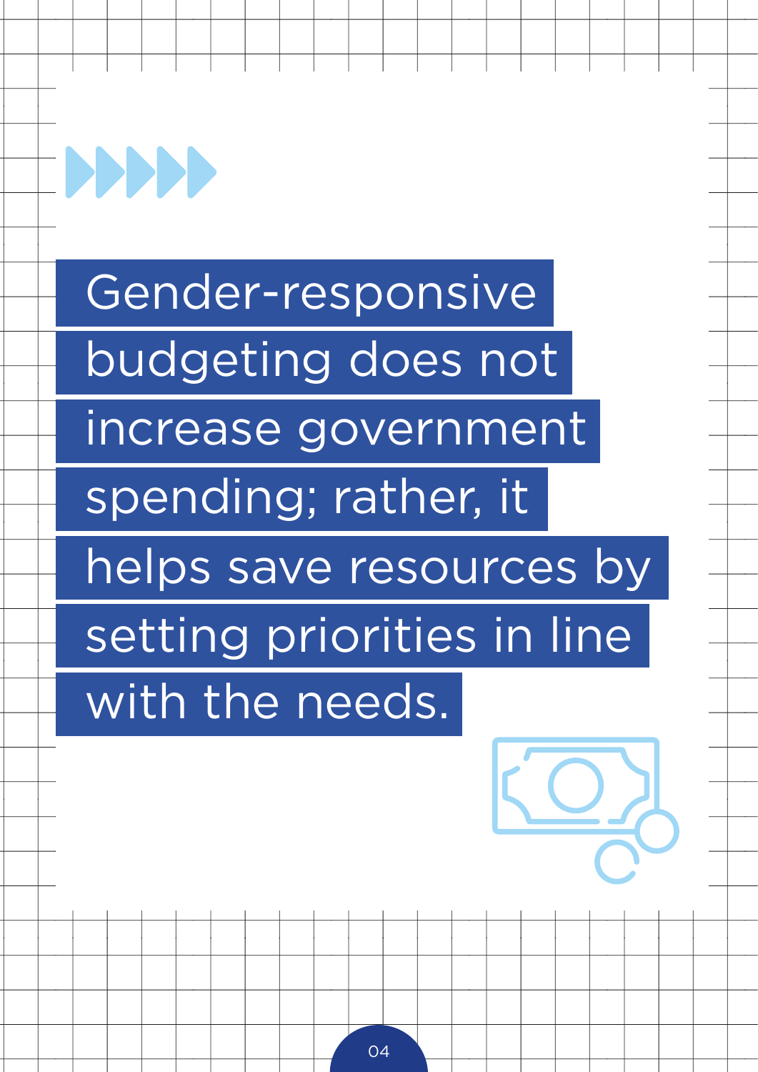Gender-responsive budgeting does not increase government spending; rather, it helps save resources by setting priorities in line with the needs.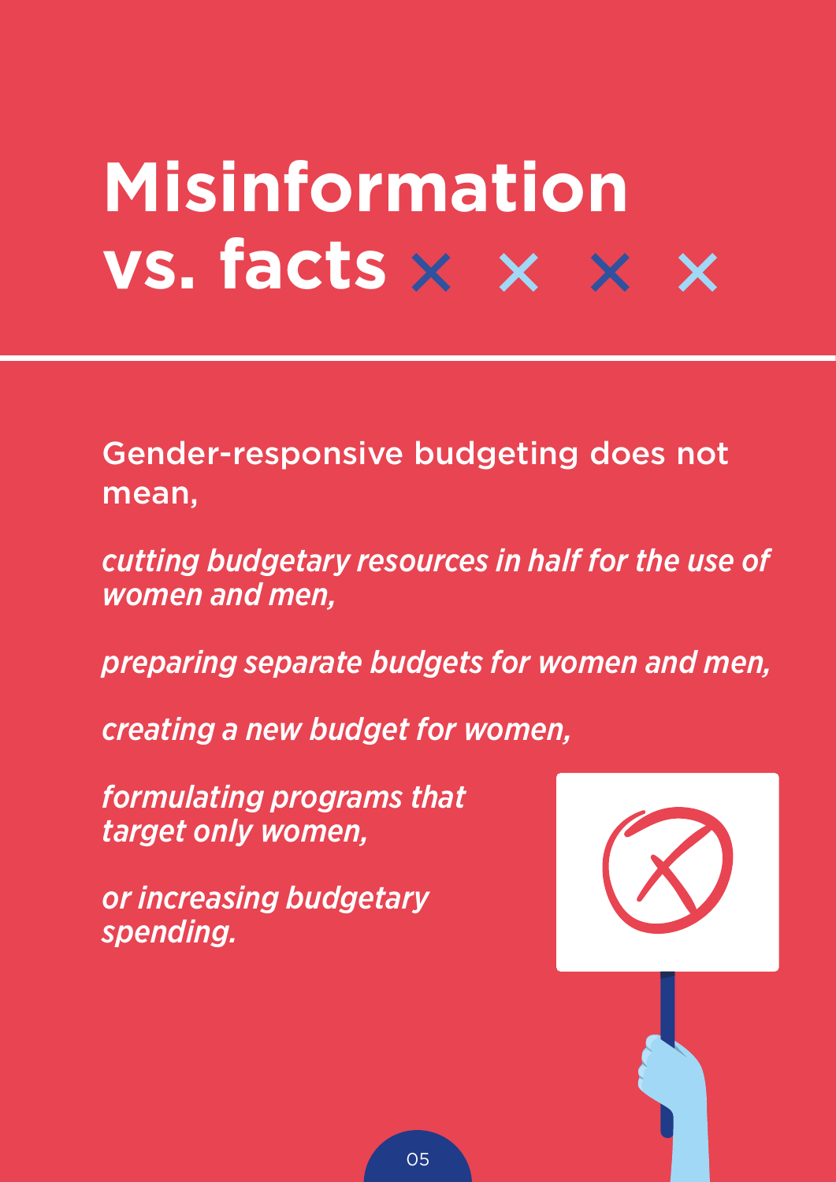# Misinformation vs. facts

Gender-responsive budgeting does not mean,

*cutting budgetary resources in half for the use of women and men,*

*preparing separate budgets for women and men,*

*creating a new budget for women,*

*formulating programs that target only women,*

*or increasing budgetary spending.*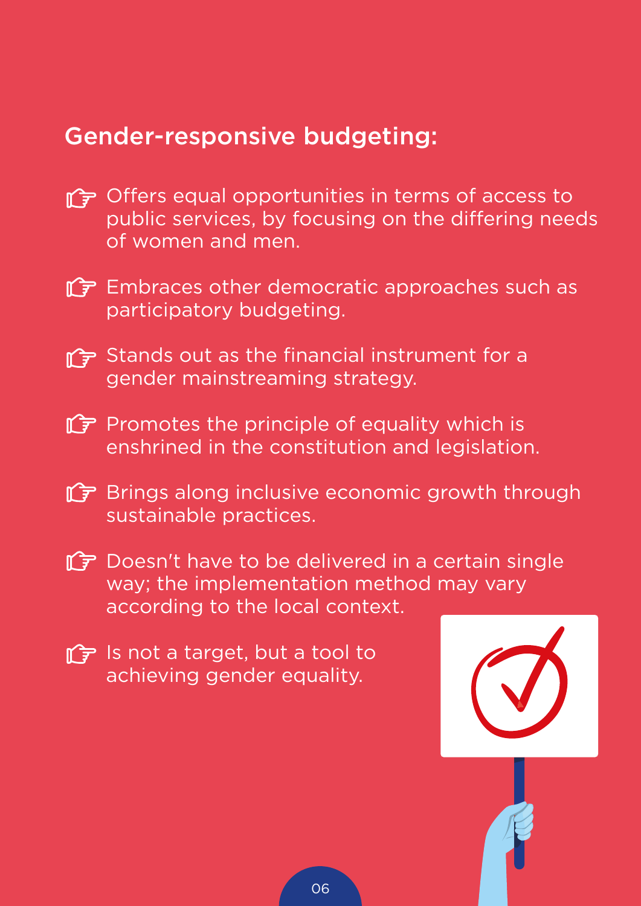## Gender-responsive budgeting:

- Offers equal opportunities in terms of access to public services, by focusing on the differing needs of women and men.
- Embraces other democratic approaches such as participatory budgeting.
- Stands out as the financial instrument for a gender mainstreaming strategy.
- Promotes the principle of equality which is enshrined in the constitution and legislation.
- Brings along inclusive economic growth through sustainable practices.
- Doesn't have to be delivered in a certain single way; the implementation method may vary according to the local context.
- Is not a target, but a tool to achieving gender equality.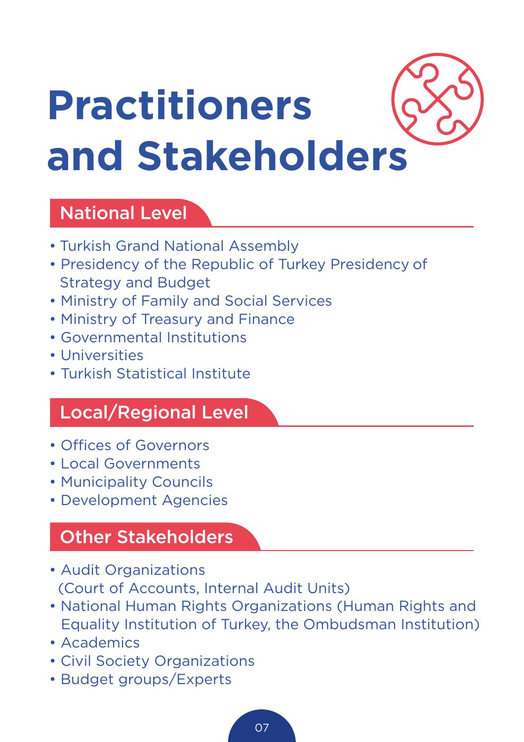# Practitioners and Stakeholders

## National Level

- Turkish Grand National Assembly
- Presidency of the Republic of Turkey Presidency of Strategy and Budget
- Ministry of Family and Social Services
- Ministry of Treasury and Finance
- Governmental Institutions
- Universities
- Turkish Statistical Institute

## Local/Regional Level

- Offices of Governors
- Local Governments
- Municipality Councils
- Development Agencies

## Other Stakeholders

- Audit Organizations (Court of Accounts, Internal Audit Units)
- National Human Rights Organizations (Human Rights and Equality Institution of Turkey, the Ombudsman Institution)
- Academics
- Civil Society Organizations
- Budget groups/Experts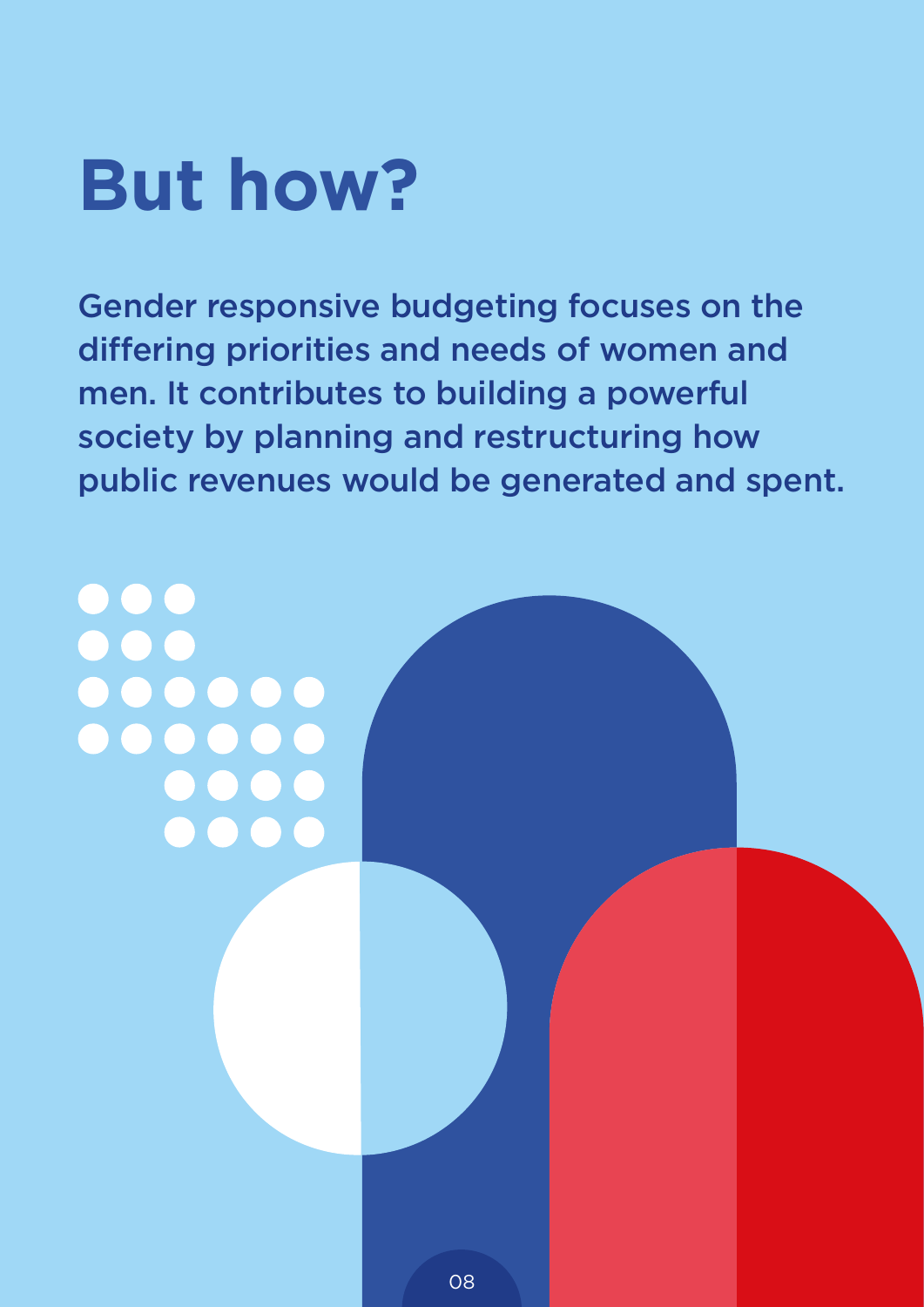# But how?

Gender responsive budgeting focuses on the differing priorities and needs of women and men. It contributes to building a powerful society by planning and restructuring how public revenues would be generated and spent.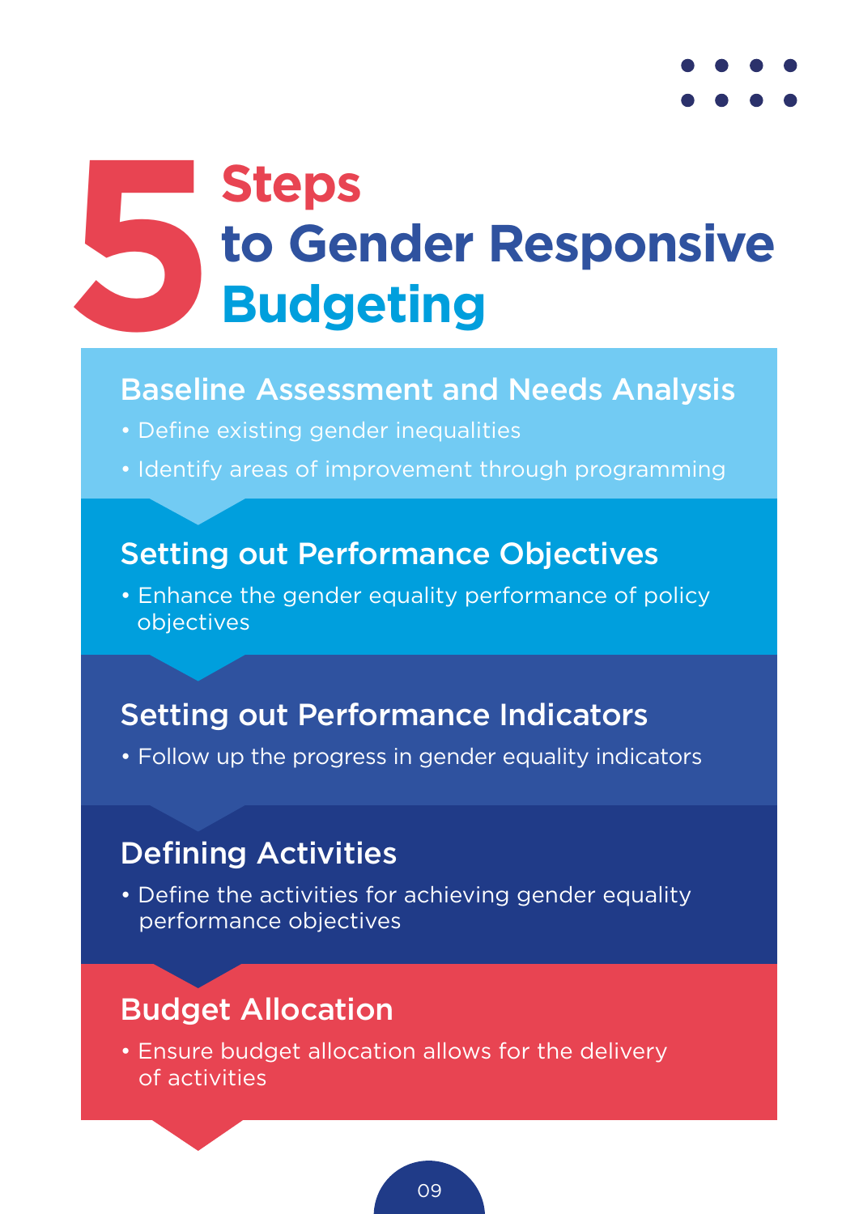# 5 Steps to Gender Responsive Budgeting

## Baseline Assessment and Needs Analysis

- Define existing gender inequalities
- Identify areas of improvement through programming

## Setting out Performance Objectives

- Enhance the gender equality performance of policy objectives

## Setting out Performance Indicators

- Follow up the progress in gender equality indicators

## Defining Activities

- Define the activities for achieving gender equality performance objectives

## Budget Allocation

- Ensure budget allocation allows for the delivery of activities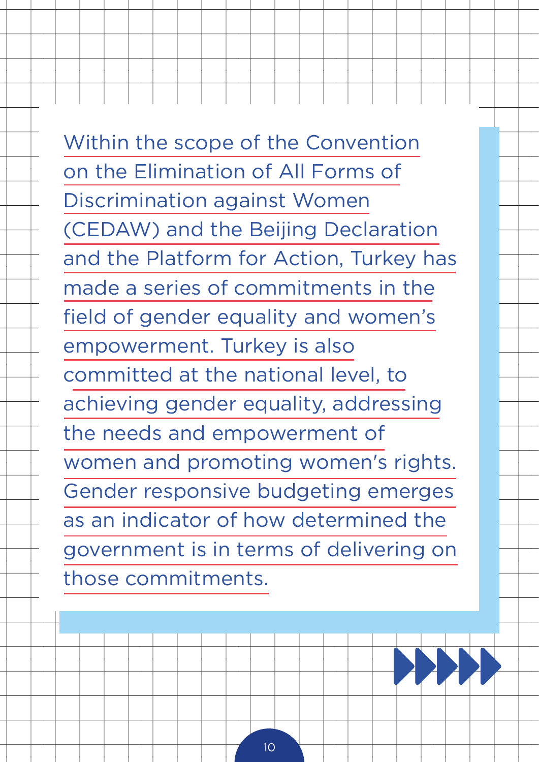Within the scope of the Convention on the Elimination of All Forms of Discrimination against Women (CEDAW) and the Beijing Declaration and the Platform for Action, Turkey has made a series of commitments in the field of gender equality and women's empowerment. Turkey is also committed at the national level, to achieving gender equality, addressing the needs and empowerment of women and promoting women's rights. Gender responsive budgeting emerges as an indicator of how determined the government is in terms of delivering on those commitments.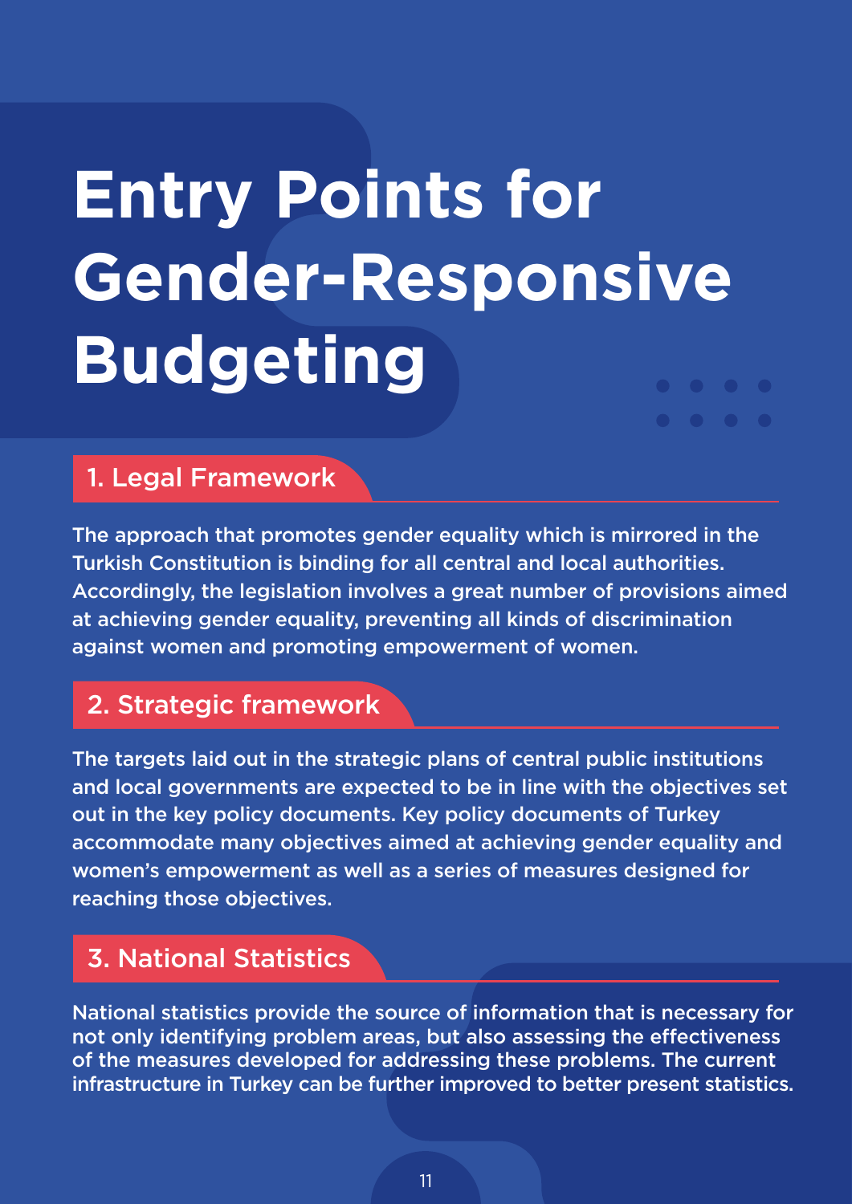# Entry Points for Gender-Responsive Budgeting

## 1. Legal Framework

The approach that promotes gender equality which is mirrored in the Turkish Constitution is binding for all central and local authorities. Accordingly, the legislation involves a great number of provisions aimed at achieving gender equality, preventing all kinds of discrimination against women and promoting empowerment of women.

## 2. Strategic framework

The targets laid out in the strategic plans of central public institutions and local governments are expected to be in line with the objectives set out in the key policy documents. Key policy documents of Turkey accommodate many objectives aimed at achieving gender equality and women's empowerment as well as a series of measures designed for reaching those objectives.

## 3. National Statistics

National statistics provide the source of information that is necessary for not only identifying problem areas, but also assessing the effectiveness of the measures developed for addressing these problems. The current infrastructure in Turkey can be further improved to better present statistics.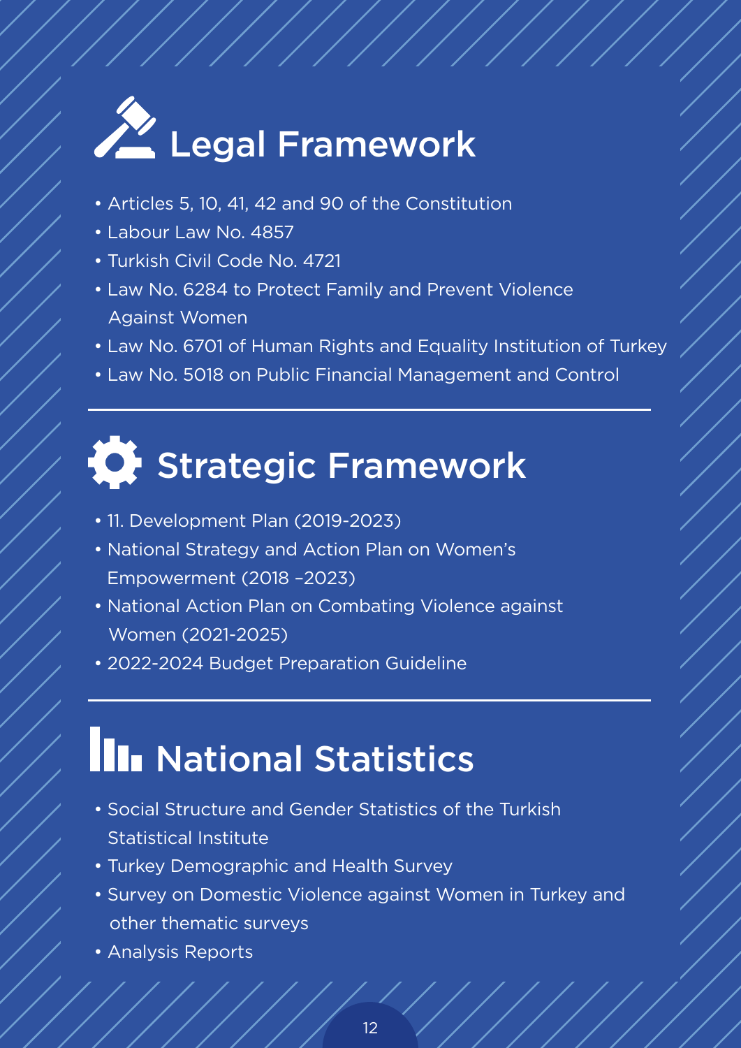## Legal Framework

- Articles 5, 10, 41, 42 and 90 of the Constitution
- Labour Law No. 4857
- Turkish Civil Code No. 4721
- Law No. 6284 to Protect Family and Prevent Violence Against Women
- Law No. 6701 of Human Rights and Equality Institution of Turkey
- Law No. 5018 on Public Financial Management and Control

## Strategic Framework

- 11. Development Plan (2019-2023)
- National Strategy and Action Plan on Women's Empowerment (2018 –2023)
- National Action Plan on Combating Violence against Women (2021-2025)
- 2022-2024 Budget Preparation Guideline

## National Statistics

- Social Structure and Gender Statistics of the Turkish Statistical Institute
- Turkey Demographic and Health Survey
- Survey on Domestic Violence against Women in Turkey and other thematic surveys
- Analysis Reports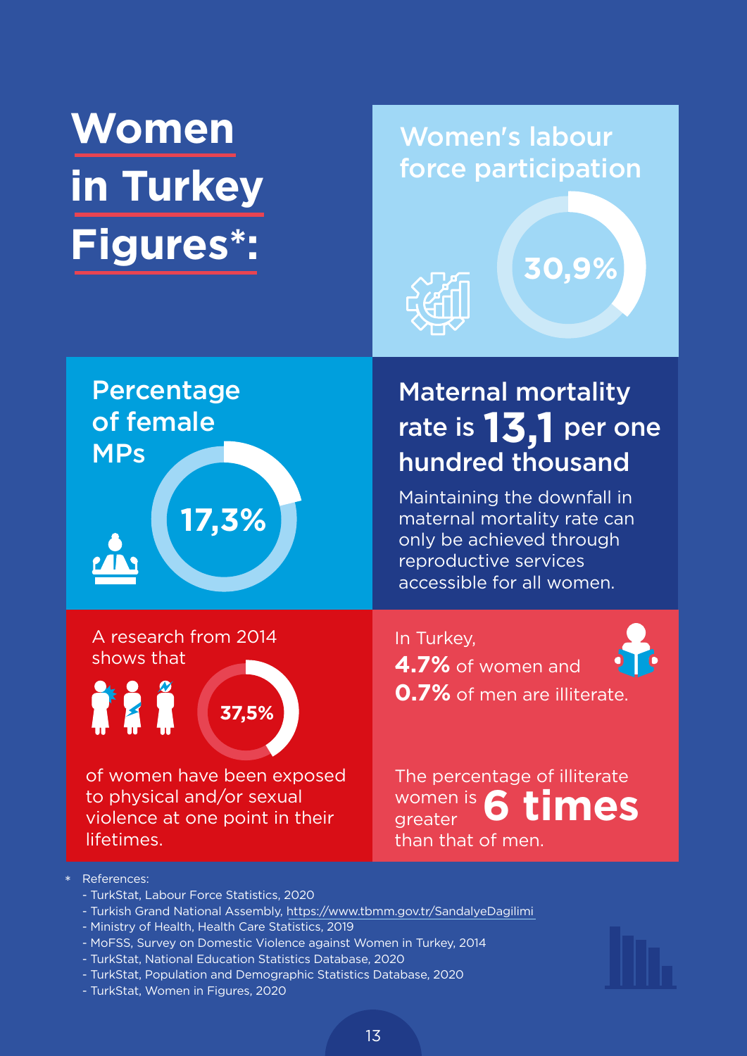# Women in Turkey Figures*:

## Women's labour force participation

30,9%

## Percentage of female MPs

17,3%

## Maternal mortality rate is 13,1 per one hundred thousand

Maintaining the downfall in maternal mortality rate can only be achieved through reproductive services accessible for all women.

A research from 2014 shows that

37,5%

of women have been exposed to physical and/or sexual violence at one point in their lifetimes.

In Turkey,
**4.7%** of women and
**0.7%** of men are illiterate.

The percentage of illiterate women is **6 times** greater than that of men.

\* References:

- TurkStat, Labour Force Statistics, 2020
- Turkish Grand National Assembly, https://www.tbmm.gov.tr/SandalyeDagilimi
- Ministry of Health, Health Care Statistics, 2019
- MoFSS, Survey on Domestic Violence against Women in Turkey, 2014
- TurkStat, National Education Statistics Database, 2020
- TurkStat, Population and Demographic Statistics Database, 2020
- TurkStat, Women in Figures, 2020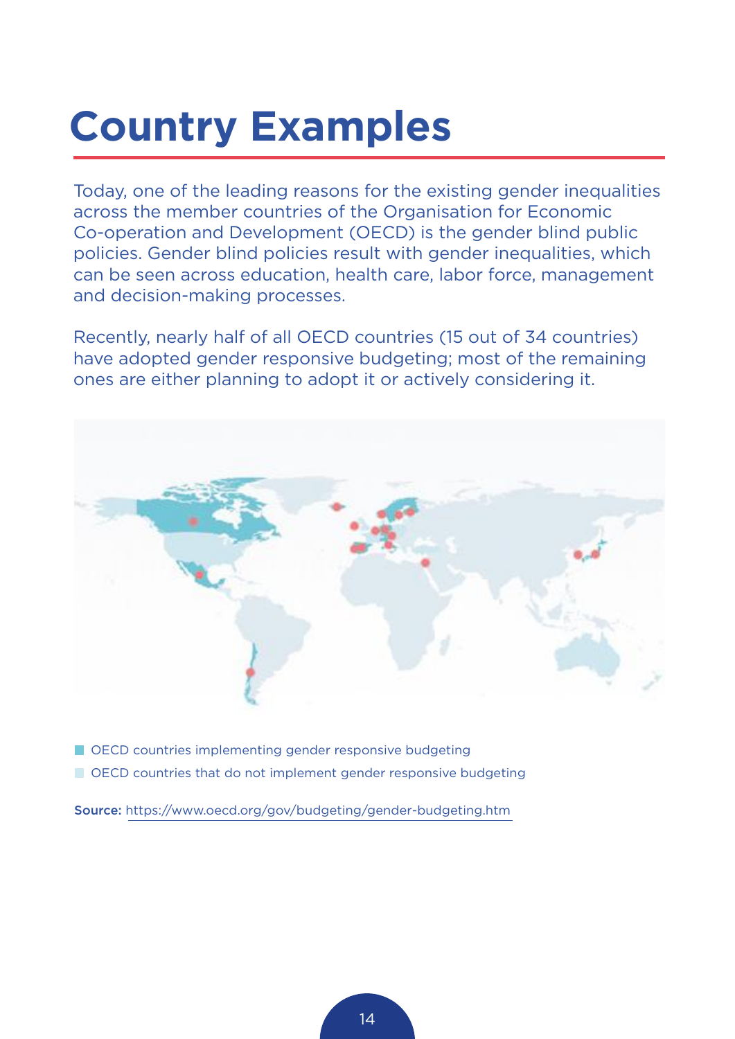# Country Examples

Today, one of the leading reasons for the existing gender inequalities across the member countries of the Organisation for Economic Co-operation and Development (OECD) is the gender blind public policies. Gender blind policies result with gender inequalities, which can be seen across education, health care, labor force, management and decision-making processes.

Recently, nearly half of all OECD countries (15 out of 34 countries) have adopted gender responsive budgeting; most of the remaining ones are either planning to adopt it or actively considering it.

- OECD countries implementing gender responsive budgeting
- OECD countries that do not implement gender responsive budgeting

**Source:** https://www.oecd.org/gov/budgeting/gender-budgeting.htm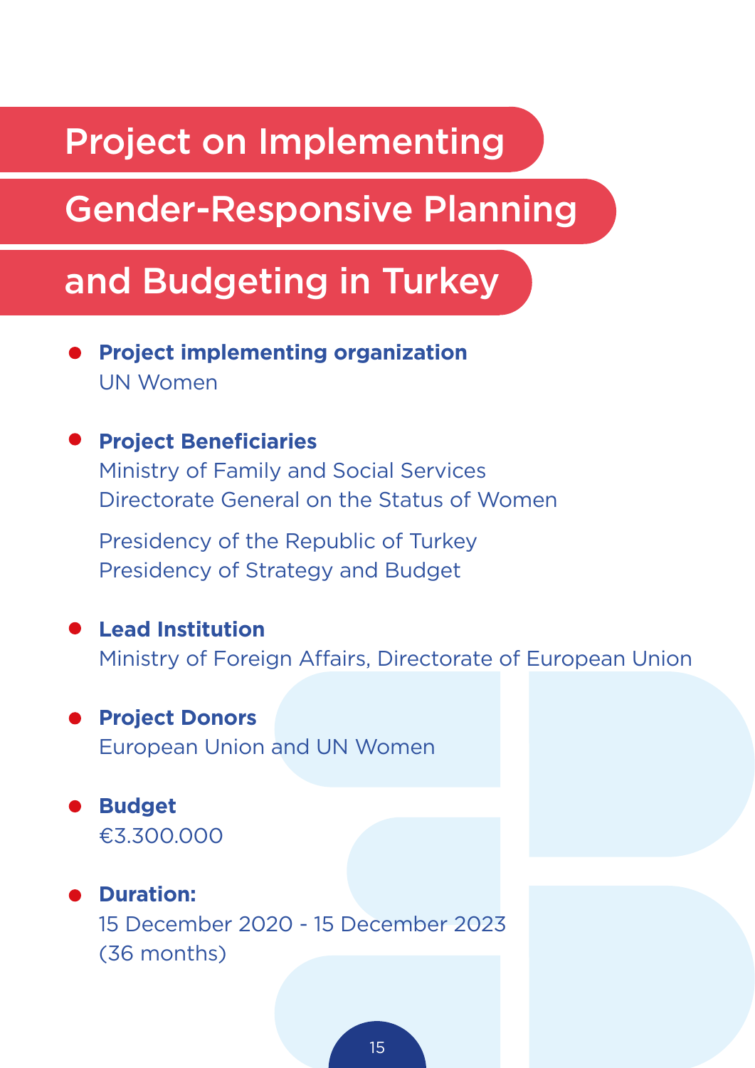# Project on Implementing Gender-Responsive Planning and Budgeting in Turkey

- **Project implementing organization**
  UN Women

- **Project Beneficiaries**
  Ministry of Family and Social Services
  Directorate General on the Status of Women

  Presidency of the Republic of Turkey
  Presidency of Strategy and Budget

- **Lead Institution**
  Ministry of Foreign Affairs, Directorate of European Union

- **Project Donors**
  European Union and UN Women

- **Budget**
  €3.300.000

- **Duration:**
  15 December 2020 - 15 December 2023
  (36 months)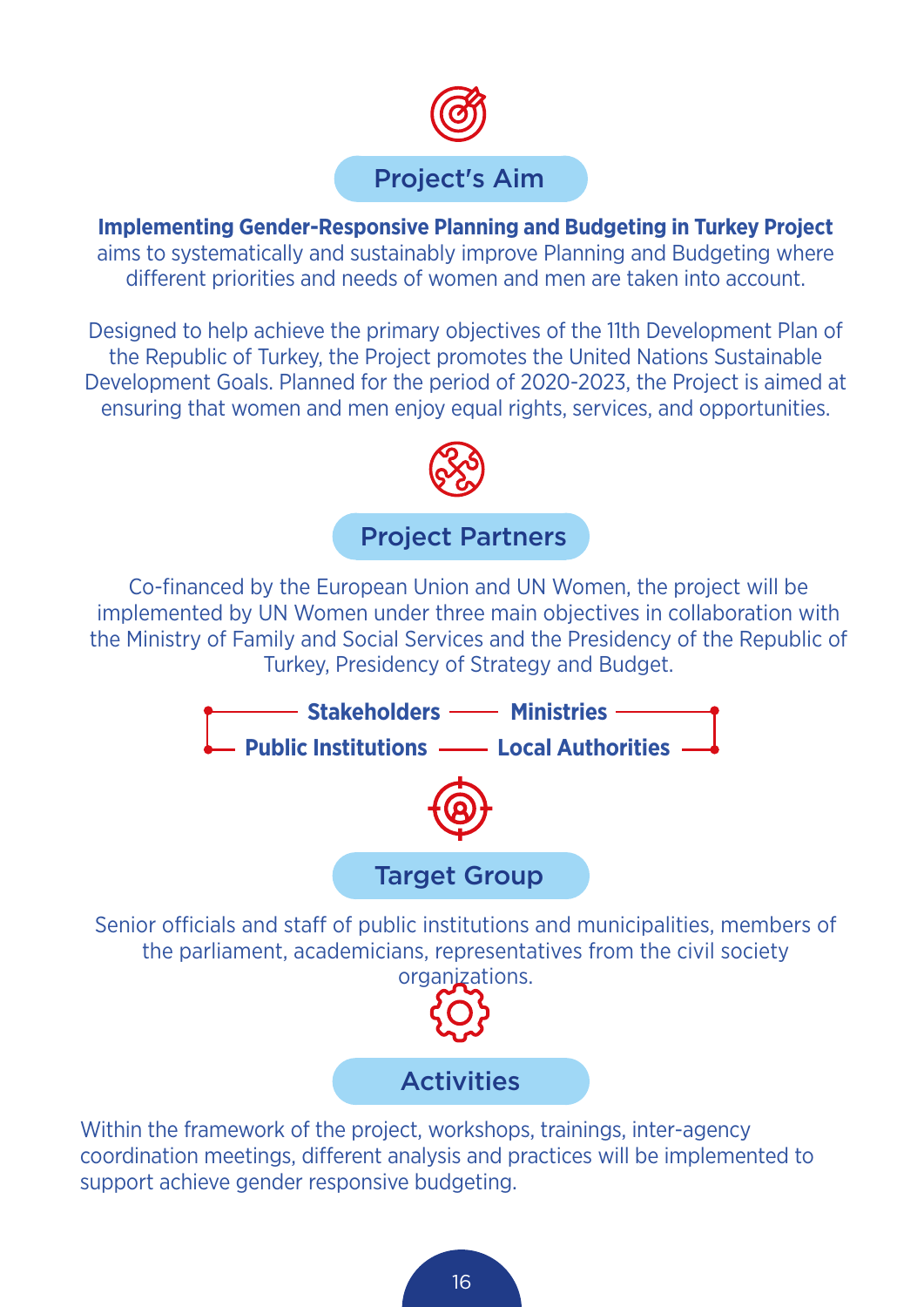## Project's Aim

**Implementing Gender-Responsive Planning and Budgeting in Turkey Project** aims to systematically and sustainably improve Planning and Budgeting where different priorities and needs of women and men are taken into account.

Designed to help achieve the primary objectives of the 11th Development Plan of the Republic of Turkey, the Project promotes the United Nations Sustainable Development Goals. Planned for the period of 2020-2023, the Project is aimed at ensuring that women and men enjoy equal rights, services, and opportunities.

## Project Partners

Co-financed by the European Union and UN Women, the project will be implemented by UN Women under three main objectives in collaboration with the Ministry of Family and Social Services and the Presidency of the Republic of Turkey, Presidency of Strategy and Budget.

**Stakeholders** — **Ministries**

**Public Institutions** — **Local Authorities**

## Target Group

Senior officials and staff of public institutions and municipalities, members of the parliament, academicians, representatives from the civil society organizations.

## Activities

Within the framework of the project, workshops, trainings, inter-agency coordination meetings, different analysis and practices will be implemented to support achieve gender responsive budgeting.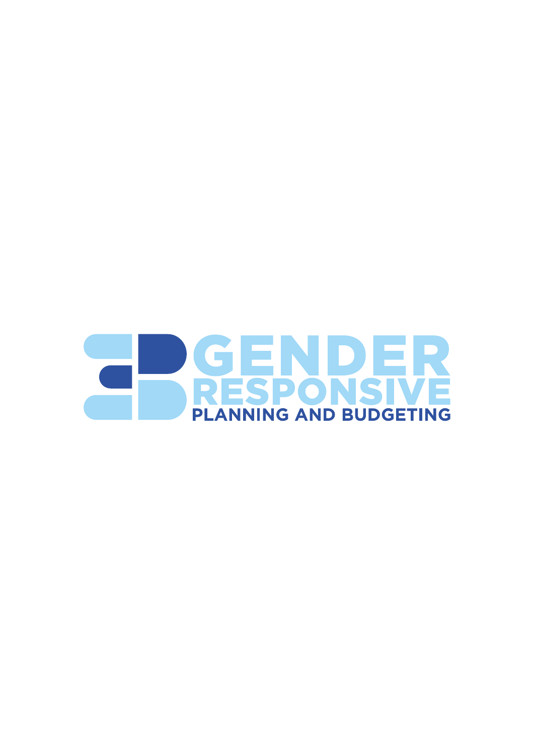GENDER RESPONSIVE

PLANNING AND BUDGETING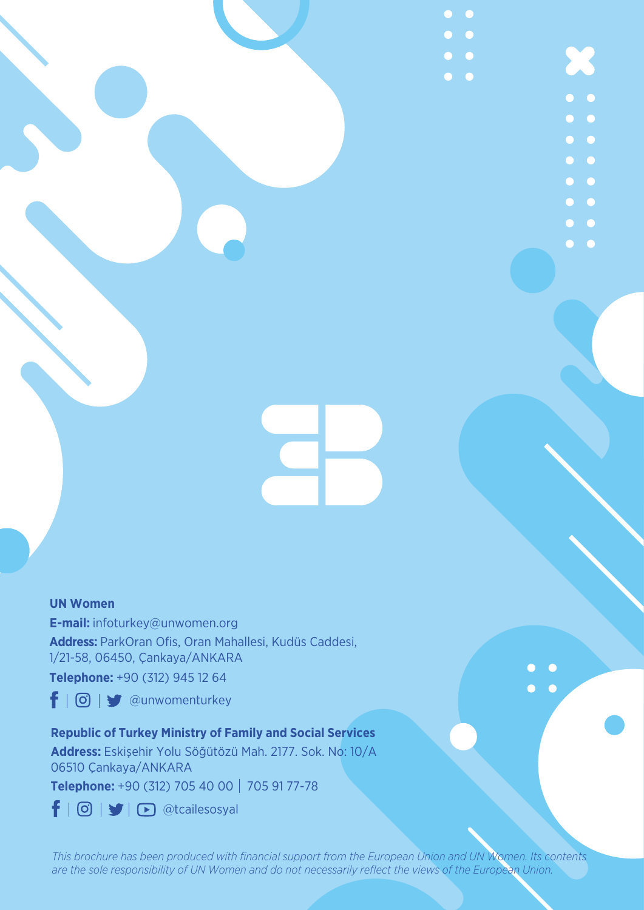**UN Women**

**E-mail:** infoturkey@unwomen.org

**Address:** ParkOran Ofis, Oran Mahallesi, Kudüs Caddesi, 1/21-58, 06450, Çankaya/ANKARA

**Telephone:** +90 (312) 945 12 64

@unwomenturkey

**Republic of Turkey Ministry of Family and Social Services**

**Address:** Eskişehir Yolu Söğütözü Mah. 2177. Sok. No: 10/A 06510 Çankaya/ANKARA

**Telephone:** +90 (312) 705 40 00 | 705 91 77-78

@tcailesosyal

*This brochure has been produced with financial support from the European Union and UN Women. Its contents are the sole responsibility of UN Women and do not necessarily reflect the views of the European Union.*